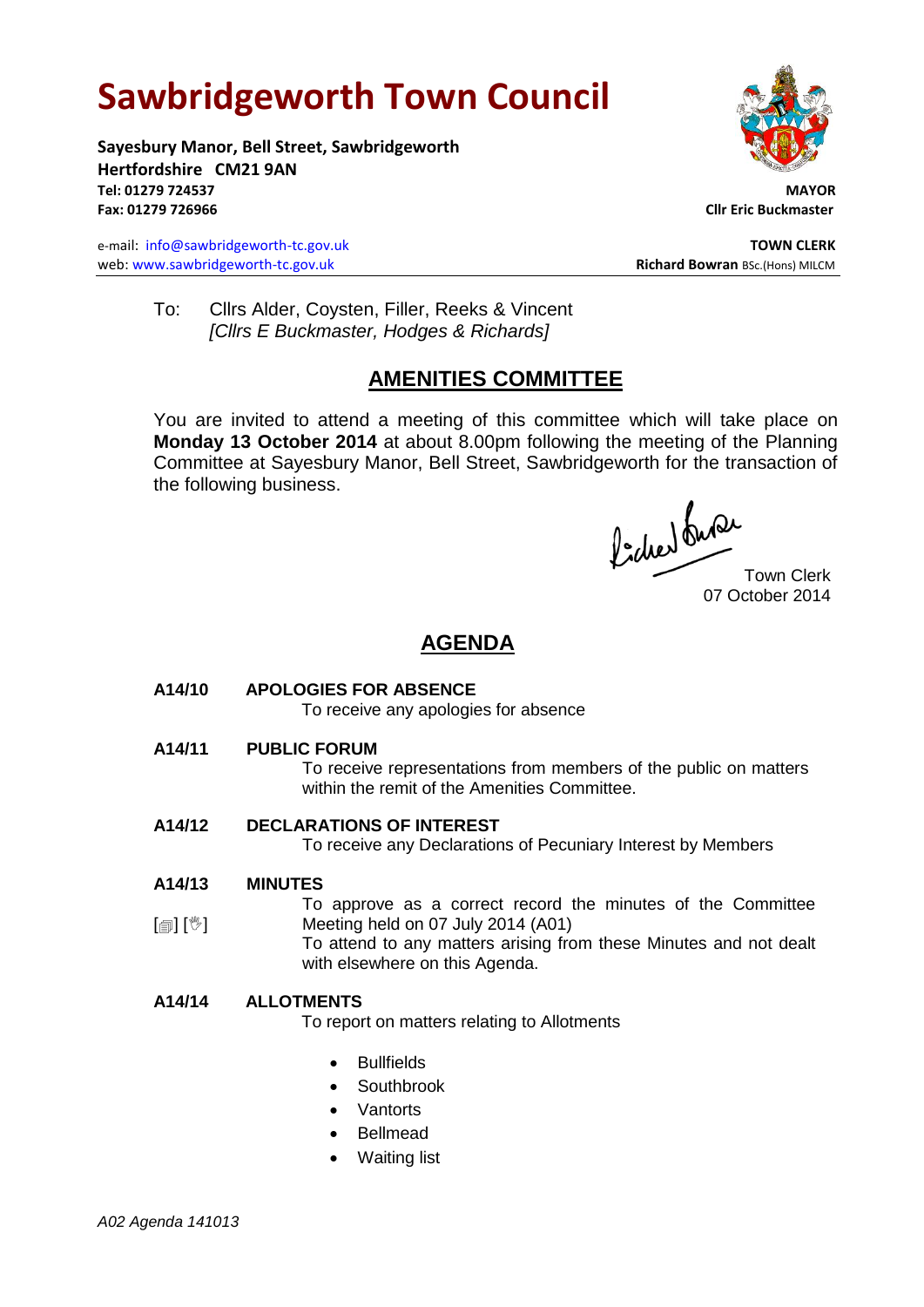# Sawbridgeworth Town Council

**Sayesbury Manor, Bell Street, Sawbridgeworth**
**Hertfordshire CM21 9AN**
**Tel: 01279 724537**
**Fax: 01279 726966**

e-mail: info@sawbridgeworth-tc.gov.uk
web: www.sawbridgeworth-tc.gov.uk

**MAYOR**
**Cllr Eric Buckmaster**

**TOWN CLERK**
**Richard Bowran** BSc.(Hons) MILCM

To: Cllrs Alder, Coysten, Filler, Reeks & Vincent
*[Cllrs E Buckmaster, Hodges & Richards]*

## AMENITIES COMMITTEE

You are invited to attend a meeting of this committee which will take place on **Monday 13 October 2014** at about 8.00pm following the meeting of the Planning Committee at Sayesbury Manor, Bell Street, Sawbridgeworth for the transaction of the following business.

Town Clerk
07 October 2014

## AGENDA

**A14/10 APOLOGIES FOR ABSENCE**
To receive any apologies for absence

**A14/11 PUBLIC FORUM**
To receive representations from members of the public on matters within the remit of the Amenities Committee.

**A14/12 DECLARATIONS OF INTEREST**
To receive any Declarations of Pecuniary Interest by Members

**A14/13 MINUTES**
[] [] To approve as a correct record the minutes of the Committee Meeting held on 07 July 2014 (A01)
To attend to any matters arising from these Minutes and not dealt with elsewhere on this Agenda.

**A14/14 ALLOTMENTS**
To report on matters relating to Allotments

- Bullfields
- Southbrook
- Vantorts
- Bellmead
- Waiting list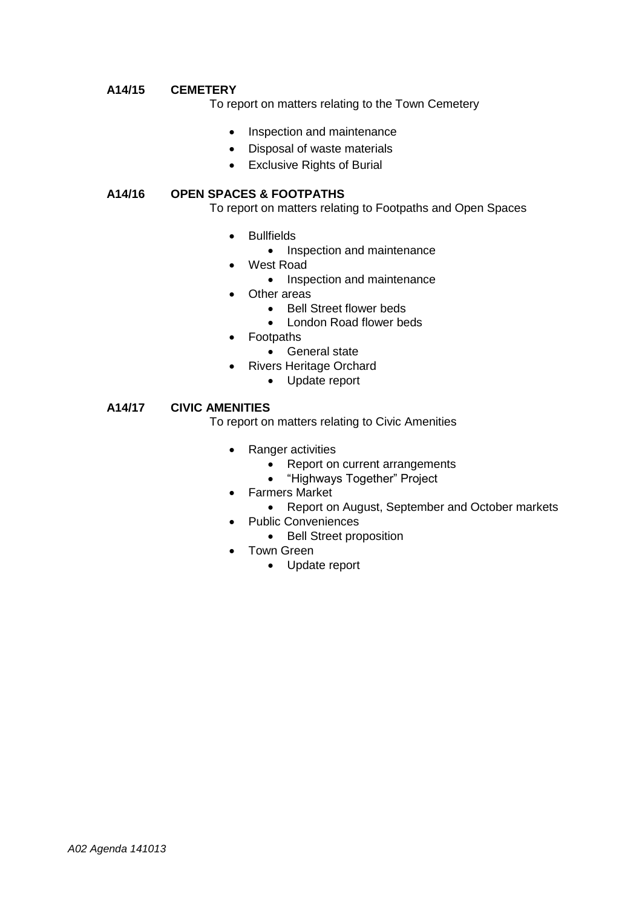**A14/15 CEMETERY**

To report on matters relating to the Town Cemetery

- Inspection and maintenance
- Disposal of waste materials
- Exclusive Rights of Burial

**A14/16 OPEN SPACES & FOOTPATHS**

To report on matters relating to Footpaths and Open Spaces

- Bullfields
  - Inspection and maintenance
- West Road
  - Inspection and maintenance
- Other areas
  - Bell Street flower beds
  - London Road flower beds
- Footpaths
  - General state
- Rivers Heritage Orchard
  - Update report

**A14/17 CIVIC AMENITIES**

To report on matters relating to Civic Amenities

- Ranger activities
  - Report on current arrangements
  - "Highways Together" Project
- Farmers Market
  - Report on August, September and October markets
- Public Conveniences
  - Bell Street proposition
- Town Green
  - Update report

*A02 Agenda 141013*